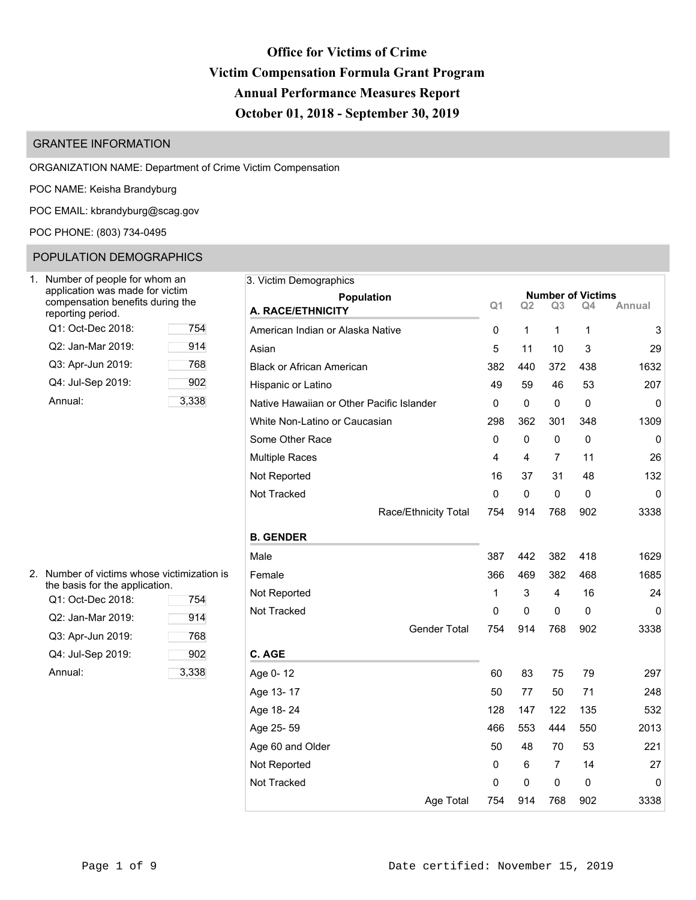# Office for Victims of Crime
# Victim Compensation Formula Grant Program
# Annual Performance Measures Report
# October 01, 2018 - September 30, 2019

## GRANTEE INFORMATION

ORGANIZATION NAME: Department of Crime Victim Compensation

POC NAME: Keisha Brandyburg

POC EMAIL: kbrandyburg@scag.gov

POC PHONE: (803) 734-0495

## POPULATION DEMOGRAPHICS

1. Number of people for whom an application was made for victim compensation benefits during the reporting period.

| | |
|---|---|
| Q1: Oct-Dec 2018: | 754 |
| Q2: Jan-Mar 2019: | 914 |
| Q3: Apr-Jun 2019: | 768 |
| Q4: Jul-Sep 2019: | 902 |
| Annual: | 3,338 |

2. Number of victims whose victimization is the basis for the application.

| | |
|---|---|
| Q1: Oct-Dec 2018: | 754 |
| Q2: Jan-Mar 2019: | 914 |
| Q3: Apr-Jun 2019: | 768 |
| Q4: Jul-Sep 2019: | 902 |
| Annual: | 3,338 |

3. Victim Demographics

| Population | Number of Victims | | | | |
|---|---|---|---|---|---|
| | Q1 | Q2 | Q3 | Q4 | Annual |
| **A. RACE/ETHNICITY** | | | | | |
| American Indian or Alaska Native | 0 | 1 | 1 | 1 | 3 |
| Asian | 5 | 11 | 10 | 3 | 29 |
| Black or African American | 382 | 440 | 372 | 438 | 1632 |
| Hispanic or Latino | 49 | 59 | 46 | 53 | 207 |
| Native Hawaiian or Other Pacific Islander | 0 | 0 | 0 | 0 | 0 |
| White Non-Latino or Caucasian | 298 | 362 | 301 | 348 | 1309 |
| Some Other Race | 0 | 0 | 0 | 0 | 0 |
| Multiple Races | 4 | 4 | 7 | 11 | 26 |
| Not Reported | 16 | 37 | 31 | 48 | 132 |
| Not Tracked | 0 | 0 | 0 | 0 | 0 |
| Race/Ethnicity Total | 754 | 914 | 768 | 902 | 3338 |
| **B. GENDER** | | | | | |
| Male | 387 | 442 | 382 | 418 | 1629 |
| Female | 366 | 469 | 382 | 468 | 1685 |
| Not Reported | 1 | 3 | 4 | 16 | 24 |
| Not Tracked | 0 | 0 | 0 | 0 | 0 |
| Gender Total | 754 | 914 | 768 | 902 | 3338 |
| **C. AGE** | | | | | |
| Age 0- 12 | 60 | 83 | 75 | 79 | 297 |
| Age 13- 17 | 50 | 77 | 50 | 71 | 248 |
| Age 18- 24 | 128 | 147 | 122 | 135 | 532 |
| Age 25- 59 | 466 | 553 | 444 | 550 | 2013 |
| Age 60 and Older | 50 | 48 | 70 | 53 | 221 |
| Not Reported | 0 | 6 | 7 | 14 | 27 |
| Not Tracked | 0 | 0 | 0 | 0 | 0 |
| Age Total | 754 | 914 | 768 | 902 | 3338 |

Date certified: November 15, 2019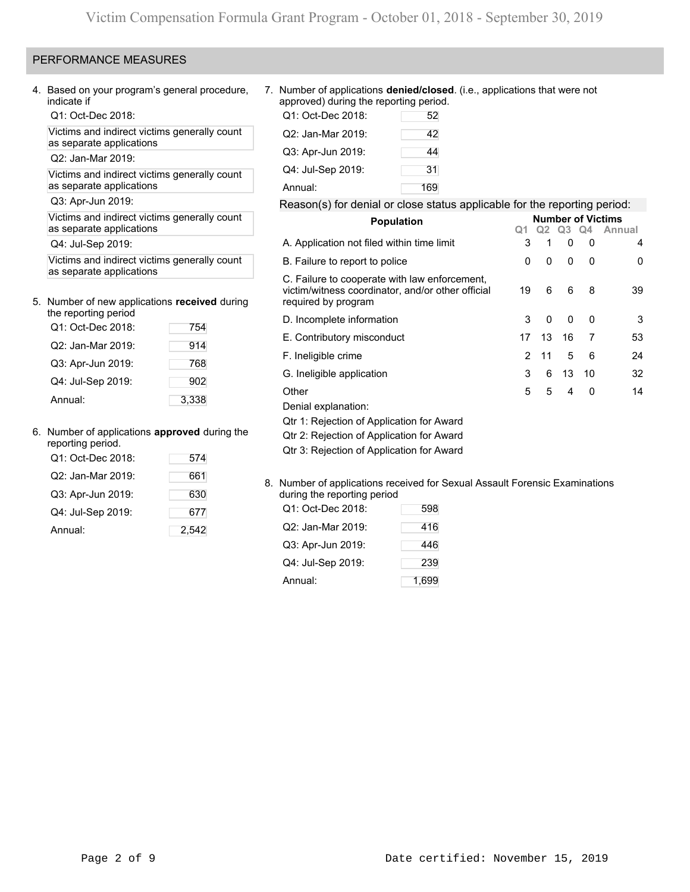## PERFORMANCE MEASURES

4. Based on your program's general procedure, indicate if

   Q1: Oct-Dec 2018:

   Victims and indirect victims generally count as separate applications

   Q2: Jan-Mar 2019:

   Victims and indirect victims generally count as separate applications

   Q3: Apr-Jun 2019:

   Victims and indirect victims generally count as separate applications

   Q4: Jul-Sep 2019:

   Victims and indirect victims generally count as separate applications

5. Number of new applications **received** during the reporting period

| | |
|---|---|
| Q1: Oct-Dec 2018: | 754 |
| Q2: Jan-Mar 2019: | 914 |
| Q3: Apr-Jun 2019: | 768 |
| Q4: Jul-Sep 2019: | 902 |
| Annual: | 3,338 |

6. Number of applications **approved** during the reporting period.

| | |
|---|---|
| Q1: Oct-Dec 2018: | 574 |
| Q2: Jan-Mar 2019: | 661 |
| Q3: Apr-Jun 2019: | 630 |
| Q4: Jul-Sep 2019: | 677 |
| Annual: | 2,542 |

7. Number of applications **denied/closed**. (i.e., applications that were not approved) during the reporting period.

| | |
|---|---|
| Q1: Oct-Dec 2018: | 52 |
| Q2: Jan-Mar 2019: | 42 |
| Q3: Apr-Jun 2019: | 44 |
| Q4: Jul-Sep 2019: | 31 |
| Annual: | 169 |

Reason(s) for denial or close status applicable for the reporting period:

| Population | Number of Victims Q1 | Q2 | Q3 | Q4 | Annual |
|---|---|---|---|---|---|
| A. Application not filed within time limit | 3 | 1 | 0 | 0 | 4 |
| B. Failure to report to police | 0 | 0 | 0 | 0 | 0 |
| C. Failure to cooperate with law enforcement, victim/witness coordinator, and/or other official required by program | 19 | 6 | 6 | 8 | 39 |
| D. Incomplete information | 3 | 0 | 0 | 0 | 3 |
| E. Contributory misconduct | 17 | 13 | 16 | 7 | 53 |
| F. Ineligible crime | 2 | 11 | 5 | 6 | 24 |
| G. Ineligible application | 3 | 6 | 13 | 10 | 32 |
| Other | 5 | 5 | 4 | 0 | 14 |

Denial explanation:

Qtr 1: Rejection of Application for Award

Qtr 2: Rejection of Application for Award

Qtr 3: Rejection of Application for Award

8. Number of applications received for Sexual Assault Forensic Examinations during the reporting period

| | |
|---|---|
| Q1: Oct-Dec 2018: | 598 |
| Q2: Jan-Mar 2019: | 416 |
| Q3: Apr-Jun 2019: | 446 |
| Q4: Jul-Sep 2019: | 239 |
| Annual: | 1,699 |

Date certified: November 15, 2019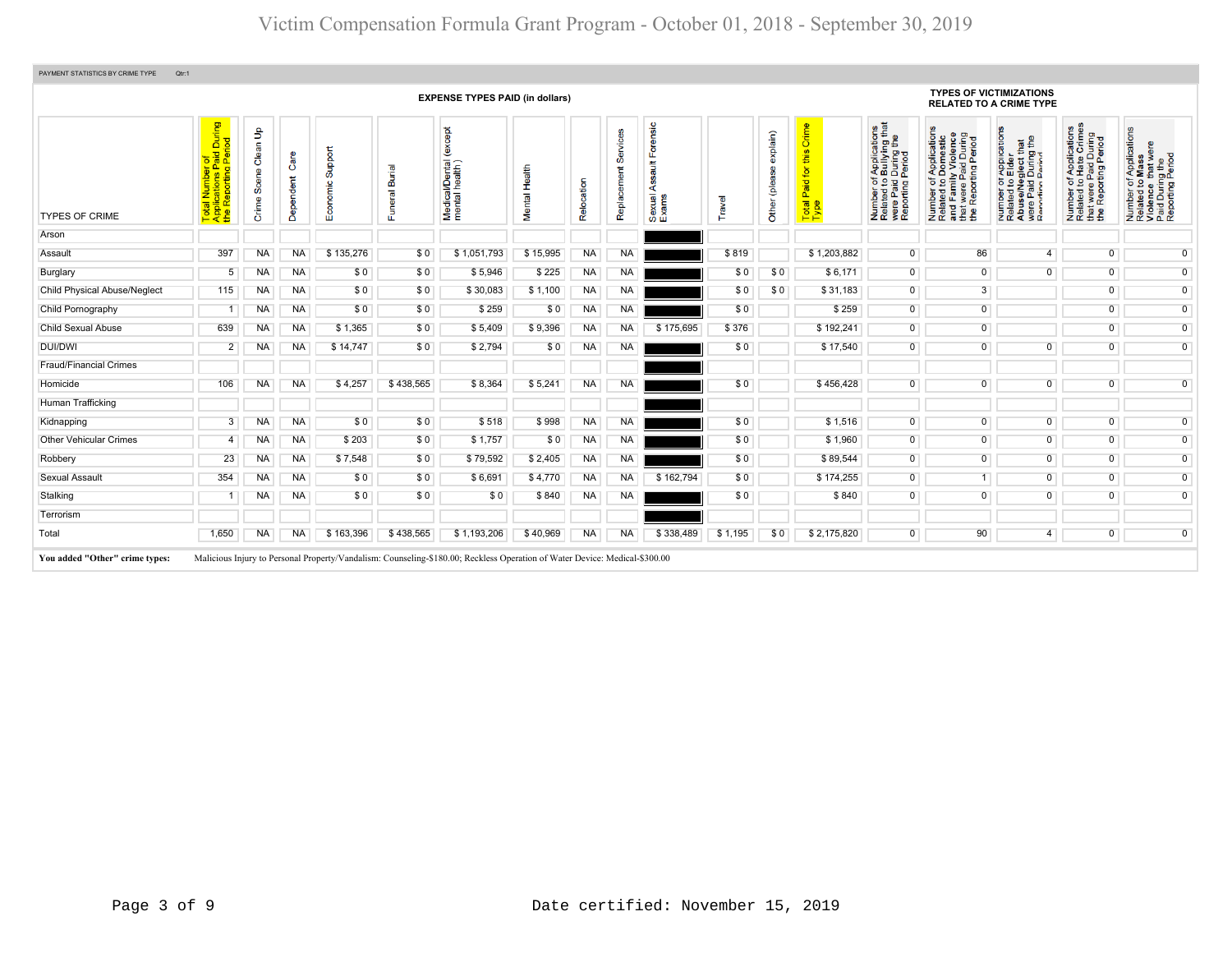# Victim Compensation Formula Grant Program - October 01, 2018 - September 30, 2019

PAYMENT STATISTICS BY CRIME TYPE Qtr:1

| TYPES OF CRIME | Total Number of Applications Paid During the Reporting Period | EXPENSE TYPES PAID (in dollars) Crime Scene Clean Up | Dependent Care | Economic Support | Funeral Burial | Medical/Dental (except mental health ) | Mental Health | Relocation | Replacement Services | Sexual Assault Forensic Exams | Travel | Other (please explain) | Total Paid for this Crime Type | TYPES OF VICTIMIZATIONS RELATED TO A CRIME TYPE Number of Applications Related to Bullying that were Paid During the Reporting Period | Number of Applications Related to Domestic and Family Violence that were Paid During the Reporting Period | Number of Applications Related to Elder Abuse/Neglect that were Paid During the Reporting Period | Number of Applications Related to Hate Crimes that were Paid During the Reporting Period | Number of Applications Related to Mass Violence that were Paid During the Reporting Period |
|---|---|---|---|---|---|---|---|---|---|---|---|---|---|---|---|---|---|---|
| Arson | | | | | | | | | | | | | | | | | | |
| Assault | 397 | NA | NA | $ 135,276 | $ 0 | $ 1,051,793 | $ 15,995 | NA | NA | | $ 819 | | $ 1,203,882 | 0 | 86 | 4 | 0 | 0 |
| Burglary | 5 | NA | NA | $ 0 | $ 0 | $ 5,946 | $ 225 | NA | NA | | $ 0 | $ 0 | $ 6,171 | 0 | 0 | 0 | 0 | 0 |
| Child Physical Abuse/Neglect | 115 | NA | NA | $ 0 | $ 0 | $ 30,083 | $ 1,100 | NA | NA | | $ 0 | $ 0 | $ 31,183 | 0 | 3 | | 0 | 0 |
| Child Pornography | 1 | NA | NA | $ 0 | $ 0 | $ 259 | $ 0 | NA | NA | | $ 0 | | $ 259 | 0 | 0 | | 0 | 0 |
| Child Sexual Abuse | 639 | NA | NA | $ 1,365 | $ 0 | $ 5,409 | $ 9,396 | NA | NA | $ 175,695 | $ 376 | | $ 192,241 | 0 | 0 | | 0 | 0 |
| DUI/DWI | 2 | NA | NA | $ 14,747 | $ 0 | $ 2,794 | $ 0 | NA | NA | | $ 0 | | $ 17,540 | 0 | 0 | 0 | 0 | 0 |
| Fraud/Financial Crimes | | | | | | | | | | | | | | | | | | |
| Homicide | 106 | NA | NA | $ 4,257 | $ 438,565 | $ 8,364 | $ 5,241 | NA | NA | | $ 0 | | $ 456,428 | 0 | 0 | 0 | 0 | 0 |
| Human Trafficking | | | | | | | | | | | | | | | | | | |
| Kidnapping | 3 | NA | NA | $ 0 | $ 0 | $ 518 | $ 998 | NA | NA | | $ 0 | | $ 1,516 | 0 | 0 | 0 | 0 | 0 |
| Other Vehicular Crimes | 4 | NA | NA | $ 203 | $ 0 | $ 1,757 | $ 0 | NA | NA | | $ 0 | | $ 1,960 | 0 | 0 | 0 | 0 | 0 |
| Robbery | 23 | NA | NA | $ 7,548 | $ 0 | $ 79,592 | $ 2,405 | NA | NA | | $ 0 | | $ 89,544 | 0 | 0 | 0 | 0 | 0 |
| Sexual Assault | 354 | NA | NA | $ 0 | $ 0 | $ 6,691 | $ 4,770 | NA | NA | $ 162,794 | $ 0 | | $ 174,255 | 0 | 1 | 0 | 0 | 0 |
| Stalking | 1 | NA | NA | $ 0 | $ 0 | $ 0 | $ 840 | NA | NA | | $ 0 | | $ 840 | 0 | 0 | 0 | 0 | 0 |
| Terrorism | | | | | | | | | | | | | | | | | | |
| Total | 1,650 | NA | NA | $ 163,396 | $ 438,565 | $ 1,193,206 | $ 40,969 | NA | NA | $ 338,489 | $ 1,195 | $ 0 | $ 2,175,820 | 0 | 90 | 4 | 0 | 0 |

**You added "Other" crime types:** Malicious Injury to Personal Property/Vandalism: Counseling-$180.00; Reckless Operation of Water Device: Medical-$300.00

Date certified: November 15, 2019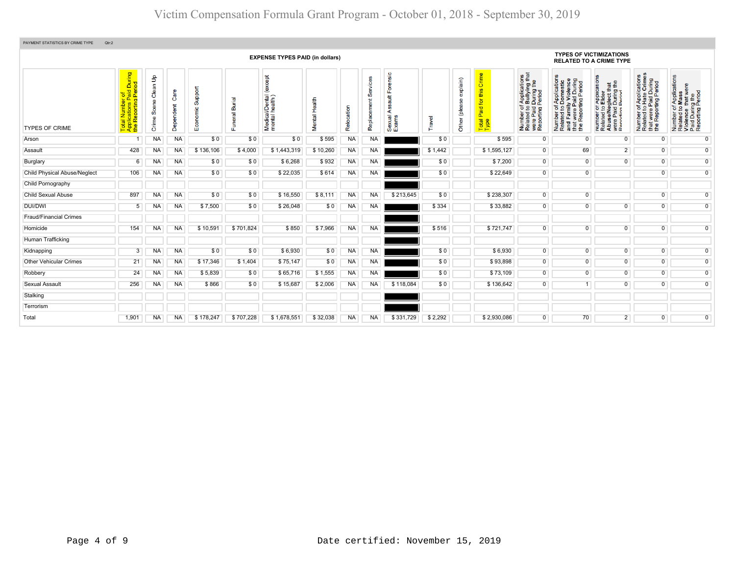# Victim Compensation Formula Grant Program - October 01, 2018 - September 30, 2019

PAYMENT STATISTICS BY CRIME TYPE Qtr:2

| TYPES OF CRIME | Total Number of Applications Paid During the Reporting Period | EXPENSE TYPES PAID (in dollars) | | | | | | | | | | | | TYPES OF VICTIMIZATIONS RELATED TO A CRIME TYPE | | | | |
|---|---|---|---|---|---|---|---|---|---|---|---|---|---|---|---|---|---|---|
| | | Crime Scene Clean Up | Dependent Care | Economic Support | Funeral Burial | Medical/Dental (except mental health) | Mental Health | Relocation | Replacement Services | Sexual Assault Forensic Exams | Travel | Other (please explain) | Total Paid for this Crime Type | Number of Applications Related to Bullying that were Paid During the Reporting Period | Number of Applications Related to Domestic and Family Violence that were Paid During the Reporting Period | Number of applications Related to Elder Abuse/Neglect that were Paid During the Reporting Period | Number of Applications Related to Hate Crimes that were Paid During the Reporting Period | Number of Applications Related to Mass Violence that were Paid During the Reporting Period |
| Arson | 1 | NA | NA | $ 0 | $ 0 | $ 0 | $ 595 | NA | NA | | $ 0 | | $ 595 | 0 | 0 | 0 | 0 | 0 |
| Assault | 428 | NA | NA | $ 136,106 | $ 4,000 | $ 1,443,319 | $ 10,260 | NA | NA | | $ 1,442 | | $ 1,595,127 | 0 | 69 | 2 | 0 | 0 |
| Burglary | 6 | NA | NA | $ 0 | $ 0 | $ 6,268 | $ 932 | NA | NA | | $ 0 | | $ 7,200 | 0 | 0 | 0 | 0 | 0 |
| Child Physical Abuse/Neglect | 106 | NA | NA | $ 0 | $ 0 | $ 22,035 | $ 614 | NA | NA | | $ 0 | | $ 22,649 | 0 | 0 | | 0 | 0 |
| Child Pornography | | | | | | | | | | | | | | | | | | |
| Child Sexual Abuse | 897 | NA | NA | $ 0 | $ 0 | $ 16,550 | $ 8,111 | NA | NA | $ 213,645 | $ 0 | | $ 238,307 | 0 | 0 | | 0 | 0 |
| DUI/DWI | 5 | NA | NA | $ 7,500 | $ 0 | $ 26,048 | $ 0 | NA | NA | | $ 334 | | $ 33,882 | 0 | 0 | 0 | 0 | 0 |
| Fraud/Financial Crimes | | | | | | | | | | | | | | | | | | |
| Homicide | 154 | NA | NA | $ 10,591 | $ 701,824 | $ 850 | $ 7,966 | NA | NA | | $ 516 | | $ 721,747 | 0 | 0 | 0 | 0 | 0 |
| Human Trafficking | | | | | | | | | | | | | | | | | | |
| Kidnapping | 3 | NA | NA | $ 0 | $ 0 | $ 6,930 | $ 0 | NA | NA | | $ 0 | | $ 6,930 | 0 | 0 | 0 | 0 | 0 |
| Other Vehicular Crimes | 21 | NA | NA | $ 17,346 | $ 1,404 | $ 75,147 | $ 0 | NA | NA | | $ 0 | | $ 93,898 | 0 | 0 | 0 | 0 | 0 |
| Robbery | 24 | NA | NA | $ 5,839 | $ 0 | $ 65,716 | $ 1,555 | NA | NA | | $ 0 | | $ 73,109 | 0 | 0 | 0 | 0 | 0 |
| Sexual Assault | 256 | NA | NA | $ 866 | $ 0 | $ 15,687 | $ 2,006 | NA | NA | $ 118,084 | $ 0 | | $ 136,642 | 0 | 1 | 0 | 0 | 0 |
| Stalking | | | | | | | | | | | | | | | | | | |
| Terrorism | | | | | | | | | | | | | | | | | | |
| Total | 1,901 | NA | NA | $ 178,247 | $ 707,228 | $ 1,678,551 | $ 32,038 | NA | NA | $ 331,729 | $ 2,292 | | $ 2,930,086 | 0 | 70 | 2 | 0 | 0 |

Date certified: November 15, 2019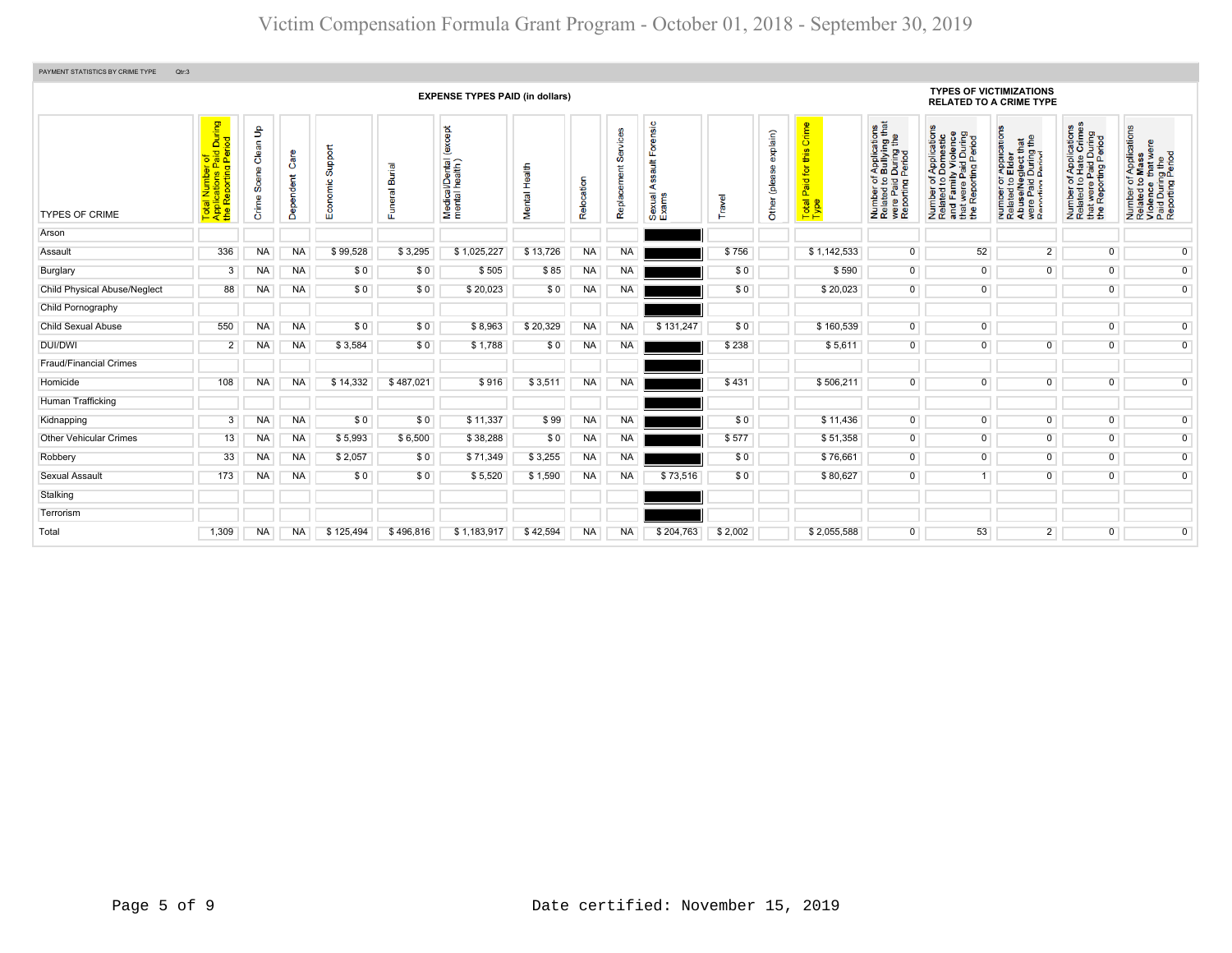# Victim Compensation Formula Grant Program - October 01, 2018 - September 30, 2019

PAYMENT STATISTICS BY CRIME TYPE Qtr:3

| TYPES OF CRIME | Total Number of Applications Paid During the Reporting Period | EXPENSE TYPES PAID (in dollars) | | | | | | | | | | | | TYPES OF VICTIMIZATIONS RELATED TO A CRIME TYPE | | | | |
|---|---|---|---|---|---|---|---|---|---|---|---|---|---|---|---|---|---|---|
| | | Crime Scene Clean Up | Dependent Care | Economic Support | Funeral Burial | Medical/Dental (except mental health) | Mental Health | Relocation | Replacement Services | Sexual Assault Forensic Exams | Travel | Other (please explain) | Total Paid for this Crime Type | Number of Applications Related to Bullying that were Paid During the Reporting Period | Number of Applications Related to Domestic and Family Violence that were Paid During the Reporting Period | Number of Applications Related to Elder Abuse/Neglect that were Paid During the Reporting Period | Number of Applications Related to Hate Crimes that were Paid During the Reporting Period | Number of Applications Related to Mass Violence that were Paid During the Reporting Period |
| Arson | | | | | | | | | | | | | | | | | | |
| Assault | 336 | NA | NA | $ 99,528 | $ 3,295 | $ 1,025,227 | $ 13,726 | NA | NA | | $ 756 | | $ 1,142,533 | 0 | 52 | 2 | 0 | 0 |
| Burglary | 3 | NA | NA | $ 0 | $ 0 | $ 505 | $ 85 | NA | NA | | $ 0 | | $ 590 | 0 | 0 | 0 | 0 | 0 |
| Child Physical Abuse/Neglect | 88 | NA | NA | $ 0 | $ 0 | $ 20,023 | $ 0 | NA | NA | | $ 0 | | $ 20,023 | 0 | 0 | | 0 | 0 |
| Child Pornography | | | | | | | | | | | | | | | | | | |
| Child Sexual Abuse | 550 | NA | NA | $ 0 | $ 0 | $ 8,963 | $ 20,329 | NA | NA | $ 131,247 | $ 0 | | $ 160,539 | 0 | 0 | | 0 | 0 |
| DUI/DWI | 2 | NA | NA | $ 3,584 | $ 0 | $ 1,788 | $ 0 | NA | NA | | $ 238 | | $ 5,611 | 0 | 0 | 0 | 0 | 0 |
| Fraud/Financial Crimes | | | | | | | | | | | | | | | | | | |
| Homicide | 108 | NA | NA | $ 14,332 | $ 487,021 | $ 916 | $ 3,511 | NA | NA | | $ 431 | | $ 506,211 | 0 | 0 | 0 | 0 | 0 |
| Human Trafficking | | | | | | | | | | | | | | | | | | |
| Kidnapping | 3 | NA | NA | $ 0 | $ 0 | $ 11,337 | $ 99 | NA | NA | | $ 0 | | $ 11,436 | 0 | 0 | 0 | 0 | 0 |
| Other Vehicular Crimes | 13 | NA | NA | $ 5,993 | $ 6,500 | $ 38,288 | $ 0 | NA | NA | | $ 577 | | $ 51,358 | 0 | 0 | 0 | 0 | 0 |
| Robbery | 33 | NA | NA | $ 2,057 | $ 0 | $ 71,349 | $ 3,255 | NA | NA | | $ 0 | | $ 76,661 | 0 | 0 | 0 | 0 | 0 |
| Sexual Assault | 173 | NA | NA | $ 0 | $ 0 | $ 5,520 | $ 1,590 | NA | NA | $ 73,516 | $ 0 | | $ 80,627 | 0 | 1 | 0 | 0 | 0 |
| Stalking | | | | | | | | | | | | | | | | | | |
| Terrorism | | | | | | | | | | | | | | | | | | |
| Total | 1,309 | NA | NA | $ 125,494 | $ 496,816 | $ 1,183,917 | $ 42,594 | NA | NA | $ 204,763 | $ 2,002 | | $ 2,055,588 | 0 | 53 | 2 | 0 | 0 |

Date certified: November 15, 2019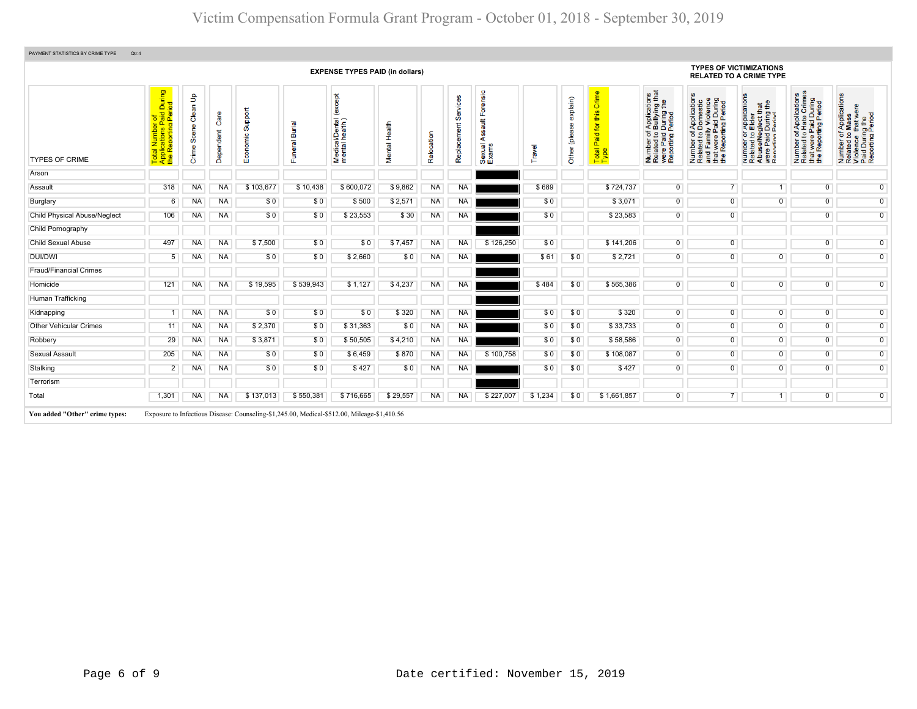# Victim Compensation Formula Grant Program - October 01, 2018 - September 30, 2019

PAYMENT STATISTICS BY CRIME TYPE Qtr:4

| | EXPENSE TYPES PAID (in dollars) | | | | | | | | | | | | | | TYPES OF VICTIMIZATIONS RELATED TO A CRIME TYPE | | | | |
|---|---|---|---|---|---|---|---|---|---|---|---|---|---|---|---|---|---|---|---|
| TYPES OF CRIME | Total Number of Applications Paid During the Reporting Period | Crime Scene Clean Up | Dependent Care | Economic Support | Funeral Burial | Medical/Dental (except mental health) | Mental Health | Relocation | Replacement Services | Sexual Assault Forensic Exams | Travel | Other (please explain) | Total Paid for this Crime Type | Number of Applications Related to Bullying that were Paid During the Reporting Period | Number of Applications Related to Domestic and Family Violence that were Paid During the Reporting Period | Number of Applications Related to Elder Abuse/Neglect that were Paid During the Reporting Period | Number of Applications Related to Hate Crimes that were Paid During the Reporting Period | Number of Applications Related to Mass Violence that were Paid During the Reporting Period |
| Arson | | | | | | | | | | | | | | | | | | |
| Assault | 318 | NA | NA | $ 103,677 | $ 10,438 | $ 600,072 | $ 9,862 | NA | NA | | $ 689 | | $ 724,737 | 0 | 7 | 1 | 0 | 0 |
| Burglary | 6 | NA | NA | $ 0 | $ 0 | $ 500 | $ 2,571 | NA | NA | | $ 0 | | $ 3,071 | 0 | 0 | 0 | 0 | 0 |
| Child Physical Abuse/Neglect | 106 | NA | NA | $ 0 | $ 0 | $ 23,553 | $ 30 | NA | NA | | $ 0 | | $ 23,583 | 0 | 0 | | 0 | 0 |
| Child Pornography | | | | | | | | | | | | | | | | | | |
| Child Sexual Abuse | 497 | NA | NA | $ 7,500 | $ 0 | $ 0 | $ 7,457 | NA | NA | $ 126,250 | $ 0 | | $ 141,206 | 0 | 0 | | 0 | 0 |
| DUI/DWI | 5 | NA | NA | $ 0 | $ 0 | $ 2,660 | $ 0 | NA | NA | | $ 61 | $ 0 | $ 2,721 | 0 | 0 | 0 | 0 | 0 |
| Fraud/Financial Crimes | | | | | | | | | | | | | | | | | | |
| Homicide | 121 | NA | NA | $ 19,595 | $ 539,943 | $ 1,127 | $ 4,237 | NA | NA | | $ 484 | $ 0 | $ 565,386 | 0 | 0 | 0 | 0 | 0 |
| Human Trafficking | | | | | | | | | | | | | | | | | | |
| Kidnapping | 1 | NA | NA | $ 0 | $ 0 | $ 0 | $ 320 | NA | NA | | $ 0 | $ 0 | $ 320 | 0 | 0 | 0 | 0 | 0 |
| Other Vehicular Crimes | 11 | NA | NA | $ 2,370 | $ 0 | $ 31,363 | $ 0 | NA | NA | | $ 0 | $ 0 | $ 33,733 | 0 | 0 | 0 | 0 | 0 |
| Robbery | 29 | NA | NA | $ 3,871 | $ 0 | $ 50,505 | $ 4,210 | NA | NA | | $ 0 | $ 0 | $ 58,586 | 0 | 0 | 0 | 0 | 0 |
| Sexual Assault | 205 | NA | NA | $ 0 | $ 0 | $ 6,459 | $ 870 | NA | NA | $ 100,758 | $ 0 | $ 0 | $ 108,087 | 0 | 0 | 0 | 0 | 0 |
| Stalking | 2 | NA | NA | $ 0 | $ 0 | $ 427 | $ 0 | NA | NA | | $ 0 | $ 0 | $ 427 | 0 | 0 | 0 | 0 | 0 |
| Terrorism | | | | | | | | | | | | | | | | | | |
| Total | 1,301 | NA | NA | $ 137,013 | $ 550,381 | $ 716,665 | $ 29,557 | NA | NA | $ 227,007 | $ 1,234 | $ 0 | $ 1,661,857 | 0 | 7 | 1 | 0 | 0 |

**You added "Other" crime types:** Exposure to Infectious Disease: Counseling-$1,245.00, Medical-$512.00, Mileage-$1,410.56

Date certified: November 15, 2019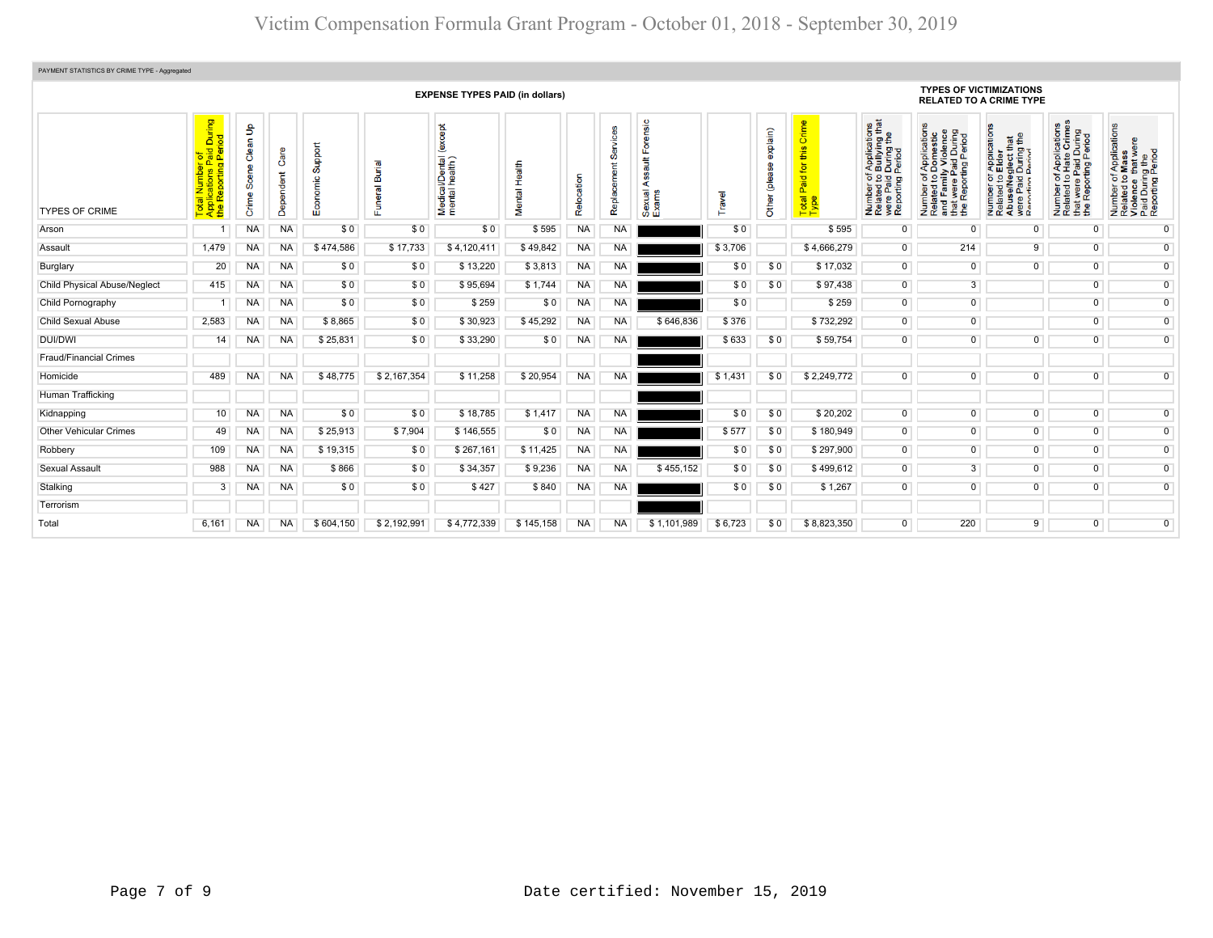PAYMENT STATISTICS BY CRIME TYPE - Aggregated

| TYPES OF CRIME | EXPENSE TYPES PAID (in dollars) | | | | | | | | | | | | | TYPES OF VICTIMIZATIONS RELATED TO A CRIME TYPE | | | | |
|---|---|---|---|---|---|---|---|---|---|---|---|---|---|---|---|---|---|---|
| | Total Number of Applications Paid During the Reporting Period | Crime Scene Clean Up | Dependent Care | Economic Support | Funeral Burial | Medical/Dental (except mental health) | Mental Health | Relocation | Replacement Services | Sexual Assault Forensic Exams | Travel | Other (please explain) | Total Paid for this Crime Type | Number of Applications Related to Bullying that were Paid During the Reporting Period | Number of Applications Related to Domestic and Family Violence that were Paid During the Reporting Period | Number of Applications Related to Elder Abuse/Neglect that were Paid During the Reporting Period | Number of Applications Related to Hate Crimes that were Paid During the Reporting Period | Number of Applications Related to Mass Violence that were Paid During the Reporting Period |
| Arson | 1 | NA | NA | $ 0 | $ 0 | $ 0 | $ 595 | NA | NA | | $ 0 | | $ 595 | 0 | 0 | 0 | 0 | 0 |
| Assault | 1,479 | NA | NA | $ 474,586 | $ 17,733 | $ 4,120,411 | $ 49,842 | NA | NA | | $ 3,706 | | $ 4,666,279 | 0 | 214 | 9 | 0 | 0 |
| Burglary | 20 | NA | NA | $ 0 | $ 0 | $ 13,220 | $ 3,813 | NA | NA | | $ 0 | $ 0 | $ 17,032 | 0 | 0 | 0 | 0 | 0 |
| Child Physical Abuse/Neglect | 415 | NA | NA | $ 0 | $ 0 | $ 95,694 | $ 1,744 | NA | NA | | $ 0 | $ 0 | $ 97,438 | 0 | 3 | | 0 | 0 |
| Child Pornography | 1 | NA | NA | $ 0 | $ 0 | $ 259 | $ 0 | NA | NA | | $ 0 | | $ 259 | 0 | 0 | | 0 | 0 |
| Child Sexual Abuse | 2,583 | NA | NA | $ 8,865 | $ 0 | $ 30,923 | $ 45,292 | NA | NA | $ 646,836 | $ 376 | | $ 732,292 | 0 | 0 | | 0 | 0 |
| DUI/DWI | 14 | NA | NA | $ 25,831 | $ 0 | $ 33,290 | $ 0 | NA | NA | | $ 633 | $ 0 | $ 59,754 | 0 | 0 | 0 | 0 | 0 |
| Fraud/Financial Crimes | | | | | | | | | | | | | | | | | | |
| Homicide | 489 | NA | NA | $ 48,775 | $ 2,167,354 | $ 11,258 | $ 20,954 | NA | NA | | $ 1,431 | $ 0 | $ 2,249,772 | 0 | 0 | 0 | 0 | 0 |
| Human Trafficking | | | | | | | | | | | | | | | | | | |
| Kidnapping | 10 | NA | NA | $ 0 | $ 0 | $ 18,785 | $ 1,417 | NA | NA | | $ 0 | $ 0 | $ 20,202 | 0 | 0 | 0 | 0 | 0 |
| Other Vehicular Crimes | 49 | NA | NA | $ 25,913 | $ 7,904 | $ 146,555 | $ 0 | NA | NA | | $ 577 | $ 0 | $ 180,949 | 0 | 0 | 0 | 0 | 0 |
| Robbery | 109 | NA | NA | $ 19,315 | $ 0 | $ 267,161 | $ 11,425 | NA | NA | | $ 0 | $ 0 | $ 297,900 | 0 | 0 | 0 | 0 | 0 |
| Sexual Assault | 988 | NA | NA | $ 866 | $ 0 | $ 34,357 | $ 9,236 | NA | NA | $ 455,152 | $ 0 | $ 0 | $ 499,612 | 0 | 3 | 0 | 0 | 0 |
| Stalking | 3 | NA | NA | $ 0 | $ 0 | $ 427 | $ 840 | NA | NA | | $ 0 | $ 0 | $ 1,267 | 0 | 0 | 0 | 0 | 0 |
| Terrorism | | | | | | | | | | | | | | | | | | |
| Total | 6,161 | NA | NA | $ 604,150 | $ 2,192,991 | $ 4,772,339 | $ 145,158 | NA | NA | $ 1,101,989 | $ 6,723 | $ 0 | $ 8,823,350 | 0 | 220 | 9 | 0 | 0 |

Date certified: November 15, 2019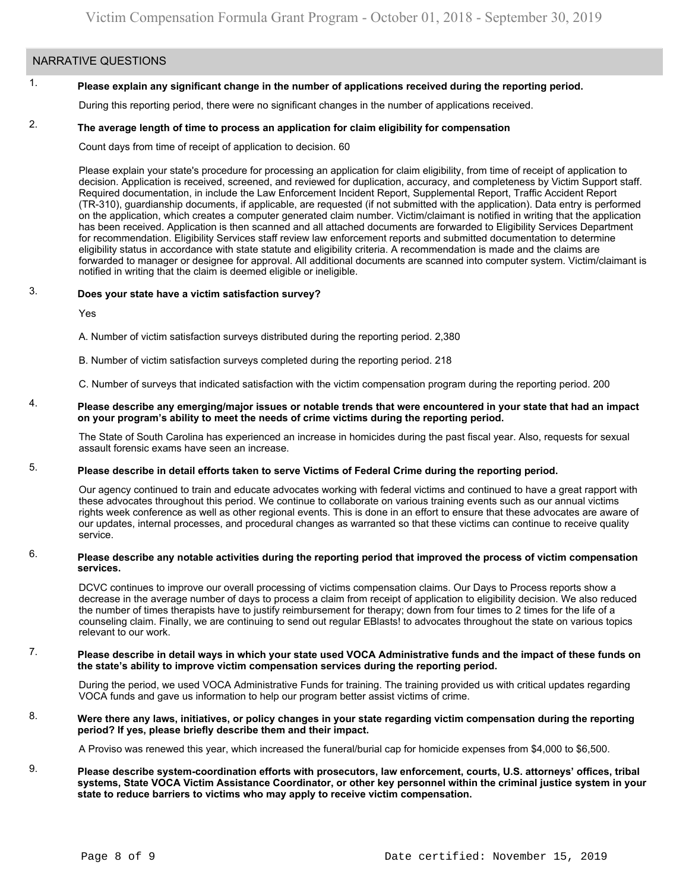## NARRATIVE QUESTIONS

1. **Please explain any significant change in the number of applications received during the reporting period.**

   During this reporting period, there were no significant changes in the number of applications received.

2. **The average length of time to process an application for claim eligibility for compensation**

   Count days from time of receipt of application to decision. 60

   Please explain your state's procedure for processing an application for claim eligibility, from time of receipt of application to decision. Application is received, screened, and reviewed for duplication, accuracy, and completeness by Victim Support staff. Required documentation, in include the Law Enforcement Incident Report, Supplemental Report, Traffic Accident Report (TR-310), guardianship documents, if applicable, are requested (if not submitted with the application). Data entry is performed on the application, which creates a computer generated claim number. Victim/claimant is notified in writing that the application has been received. Application is then scanned and all attached documents are forwarded to Eligibility Services Department for recommendation. Eligibility Services staff review law enforcement reports and submitted documentation to determine eligibility status in accordance with state statute and eligibility criteria. A recommendation is made and the claims are forwarded to manager or designee for approval. All additional documents are scanned into computer system. Victim/claimant is notified in writing that the claim is deemed eligible or ineligible.

3. **Does your state have a victim satisfaction survey?**

   Yes

   A. Number of victim satisfaction surveys distributed during the reporting period. 2,380

   B. Number of victim satisfaction surveys completed during the reporting period. 218

   C. Number of surveys that indicated satisfaction with the victim compensation program during the reporting period. 200

4. **Please describe any emerging/major issues or notable trends that were encountered in your state that had an impact on your program's ability to meet the needs of crime victims during the reporting period.**

   The State of South Carolina has experienced an increase in homicides during the past fiscal year. Also, requests for sexual assault forensic exams have seen an increase.

5. **Please describe in detail efforts taken to serve Victims of Federal Crime during the reporting period.**

   Our agency continued to train and educate advocates working with federal victims and continued to have a great rapport with these advocates throughout this period. We continue to collaborate on various training events such as our annual victims rights week conference as well as other regional events. This is done in an effort to ensure that these advocates are aware of our updates, internal processes, and procedural changes as warranted so that these victims can continue to receive quality service.

6. **Please describe any notable activities during the reporting period that improved the process of victim compensation services.**

   DCVC continues to improve our overall processing of victims compensation claims. Our Days to Process reports show a decrease in the average number of days to process a claim from receipt of application to eligibility decision. We also reduced the number of times therapists have to justify reimbursement for therapy; down from four times to 2 times for the life of a counseling claim. Finally, we are continuing to send out regular EBlasts! to advocates throughout the state on various topics relevant to our work.

7. **Please describe in detail ways in which your state used VOCA Administrative funds and the impact of these funds on the state's ability to improve victim compensation services during the reporting period.**

   During the period, we used VOCA Administrative Funds for training. The training provided us with critical updates regarding VOCA funds and gave us information to help our program better assist victims of crime.

8. **Were there any laws, initiatives, or policy changes in your state regarding victim compensation during the reporting period? If yes, please briefly describe them and their impact.**

   A Proviso was renewed this year, which increased the funeral/burial cap for homicide expenses from $4,000 to $6,500.

9. **Please describe system-coordination efforts with prosecutors, law enforcement, courts, U.S. attorneys' offices, tribal systems, State VOCA Victim Assistance Coordinator, or other key personnel within the criminal justice system in your state to reduce barriers to victims who may apply to receive victim compensation.**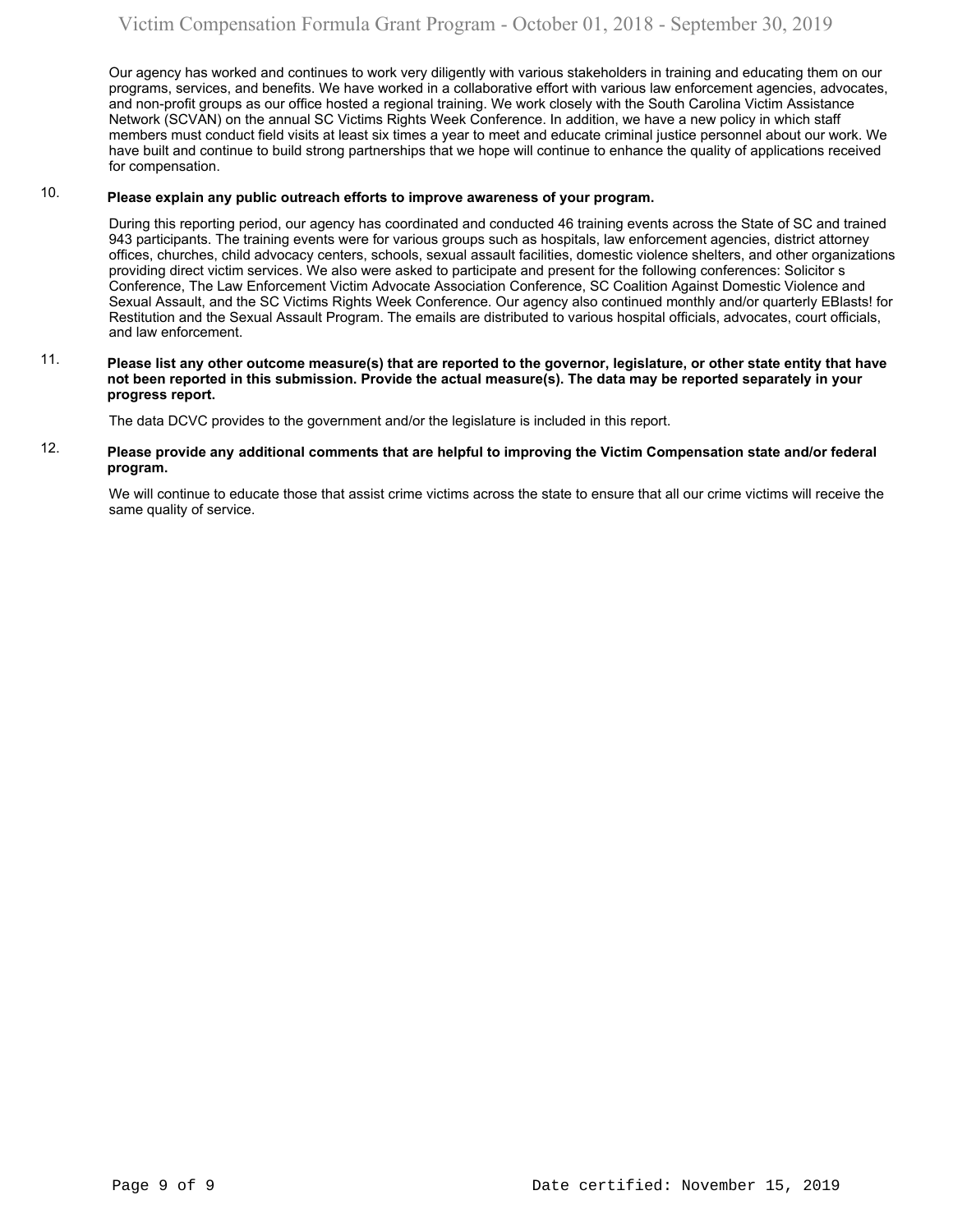Our agency has worked and continues to work very diligently with various stakeholders in training and educating them on our programs, services, and benefits. We have worked in a collaborative effort with various law enforcement agencies, advocates, and non-profit groups as our office hosted a regional training. We work closely with the South Carolina Victim Assistance Network (SCVAN) on the annual SC Victims Rights Week Conference. In addition, we have a new policy in which staff members must conduct field visits at least six times a year to meet and educate criminal justice personnel about our work. We have built and continue to build strong partnerships that we hope will continue to enhance the quality of applications received for compensation.

10. **Please explain any public outreach efforts to improve awareness of your program.**

During this reporting period, our agency has coordinated and conducted 46 training events across the State of SC and trained 943 participants. The training events were for various groups such as hospitals, law enforcement agencies, district attorney offices, churches, child advocacy centers, schools, sexual assault facilities, domestic violence shelters, and other organizations providing direct victim services. We also were asked to participate and present for the following conferences: Solicitor s Conference, The Law Enforcement Victim Advocate Association Conference, SC Coalition Against Domestic Violence and Sexual Assault, and the SC Victims Rights Week Conference. Our agency also continued monthly and/or quarterly EBlasts! for Restitution and the Sexual Assault Program. The emails are distributed to various hospital officials, advocates, court officials, and law enforcement.

11. **Please list any other outcome measure(s) that are reported to the governor, legislature, or other state entity that have not been reported in this submission. Provide the actual measure(s). The data may be reported separately in your progress report.**

The data DCVC provides to the government and/or the legislature is included in this report.

12. **Please provide any additional comments that are helpful to improving the Victim Compensation state and/or federal program.**

We will continue to educate those that assist crime victims across the state to ensure that all our crime victims will receive the same quality of service.

Date certified: November 15, 2019